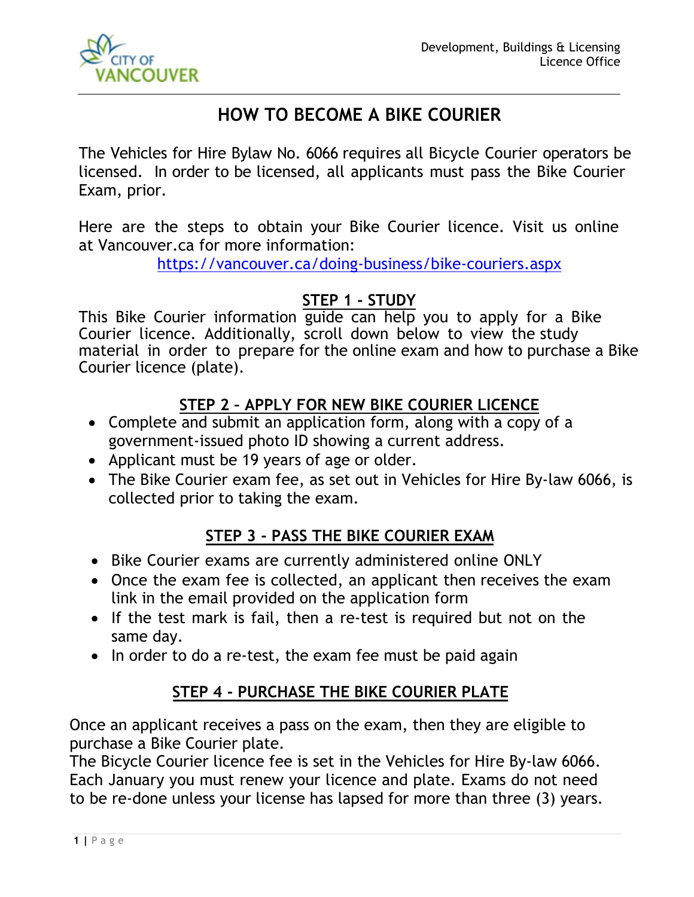Development, Buildings & Licensing
Licence Office

# HOW TO BECOME A BIKE COURIER

The Vehicles for Hire Bylaw No. 6066 requires all Bicycle Courier operators be licensed. In order to be licensed, all applicants must pass the Bike Courier Exam, prior.

Here are the steps to obtain your Bike Courier licence. Visit us online at Vancouver.ca for more information:
https://vancouver.ca/doing-business/bike-couriers.aspx

## STEP 1 - STUDY

This Bike Courier information guide can help you to apply for a Bike Courier licence. Additionally, scroll down below to view the study material in order to prepare for the online exam and how to purchase a Bike Courier licence (plate).

## STEP 2 – APPLY FOR NEW BIKE COURIER LICENCE

- Complete and submit an application form, along with a copy of a government-issued photo ID showing a current address.
- Applicant must be 19 years of age or older.
- The Bike Courier exam fee, as set out in Vehicles for Hire By-law 6066, is collected prior to taking the exam.

## STEP 3 - PASS THE BIKE COURIER EXAM

- Bike Courier exams are currently administered online ONLY
- Once the exam fee is collected, an applicant then receives the exam link in the email provided on the application form
- If the test mark is fail, then a re-test is required but not on the same day.
- In order to do a re-test, the exam fee must be paid again

## STEP 4 - PURCHASE THE BIKE COURIER PLATE

Once an applicant receives a pass on the exam, then they are eligible to purchase a Bike Courier plate.
The Bicycle Courier licence fee is set in the Vehicles for Hire By-law 6066. Each January you must renew your licence and plate. Exams do not need to be re-done unless your license has lapsed for more than three (3) years.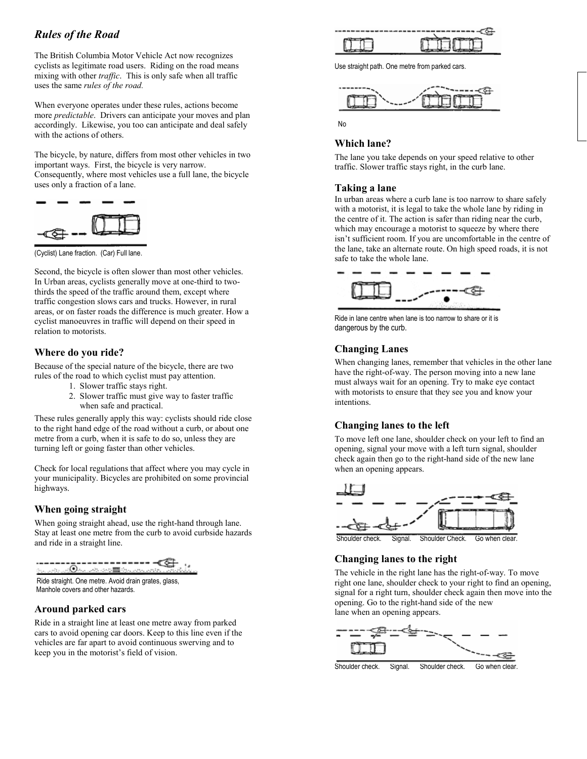## *Rules of the Road*

The British Columbia Motor Vehicle Act now recognizes cyclists as legitimate road users. Riding on the road means mixing with other *traffic*. This is only safe when all traffic uses the same *rules of the road.*

When everyone operates under these rules, actions become more *predictable*. Drivers can anticipate your moves and plan accordingly. Likewise, you too can anticipate and deal safely with the actions of others.

The bicycle, by nature, differs from most other vehicles in two important ways. First, the bicycle is very narrow. Consequently, where most vehicles use a full lane, the bicycle uses only a fraction of a lane.

(Cyclist) Lane fraction. (Car) Full lane.

Second, the bicycle is often slower than most other vehicles. In Urban areas, cyclists generally move at one-third to two-thirds the speed of the traffic around them, except where traffic congestion slows cars and trucks. However, in rural areas, or on faster roads the difference is much greater. How a cyclist manoeuvres in traffic will depend on their speed in relation to motorists.

### Where do you ride?

Because of the special nature of the bicycle, there are two rules of the road to which cyclist must pay attention.

1. Slower traffic stays right.
2. Slower traffic must give way to faster traffic when safe and practical.

These rules generally apply this way: cyclists should ride close to the right hand edge of the road without a curb, or about one metre from a curb, when it is safe to do so, unless they are turning left or going faster than other vehicles.

Check for local regulations that affect where you may cycle in your municipality. Bicycles are prohibited on some provincial highways.

### When going straight

When going straight ahead, use the right-hand through lane. Stay at least one metre from the curb to avoid curbside hazards and ride in a straight line.

Ride straight. One metre. Avoid drain grates, glass, Manhole covers and other hazards.

### Around parked cars

Ride in a straight line at least one metre away from parked cars to avoid opening car doors. Keep to this line even if the vehicles are far apart to avoid continuous swerving and to keep you in the motorist's field of vision.

Use straight path. One metre from parked cars.

No

### Which lane?

The lane you take depends on your speed relative to other traffic. Slower traffic stays right, in the curb lane.

### Taking a lane

In urban areas where a curb lane is too narrow to share safely with a motorist, it is legal to take the whole lane by riding in the centre of it. The action is safer than riding near the curb, which may encourage a motorist to squeeze by where there isn't sufficient room. If you are uncomfortable in the centre of the lane, take an alternate route. On high speed roads, it is not safe to take the whole lane.

Ride in lane centre when lane is too narrow to share or it is dangerous by the curb.

### Changing Lanes

When changing lanes, remember that vehicles in the other lane have the right-of-way. The person moving into a new lane must always wait for an opening. Try to make eye contact with motorists to ensure that they see you and know your intentions.

### Changing lanes to the left

To move left one lane, shoulder check on your left to find an opening, signal your move with a left turn signal, shoulder check again then go to the right-hand side of the new lane when an opening appears.

Shoulder check. Signal. Shoulder Check. Go when clear.

### Changing lanes to the right

The vehicle in the right lane has the right-of-way. To move right one lane, shoulder check to your right to find an opening, signal for a right turn, shoulder check again then move into the opening. Go to the right-hand side of the new lane when an opening appears.

Shoulder check. Signal. Shoulder check. Go when clear.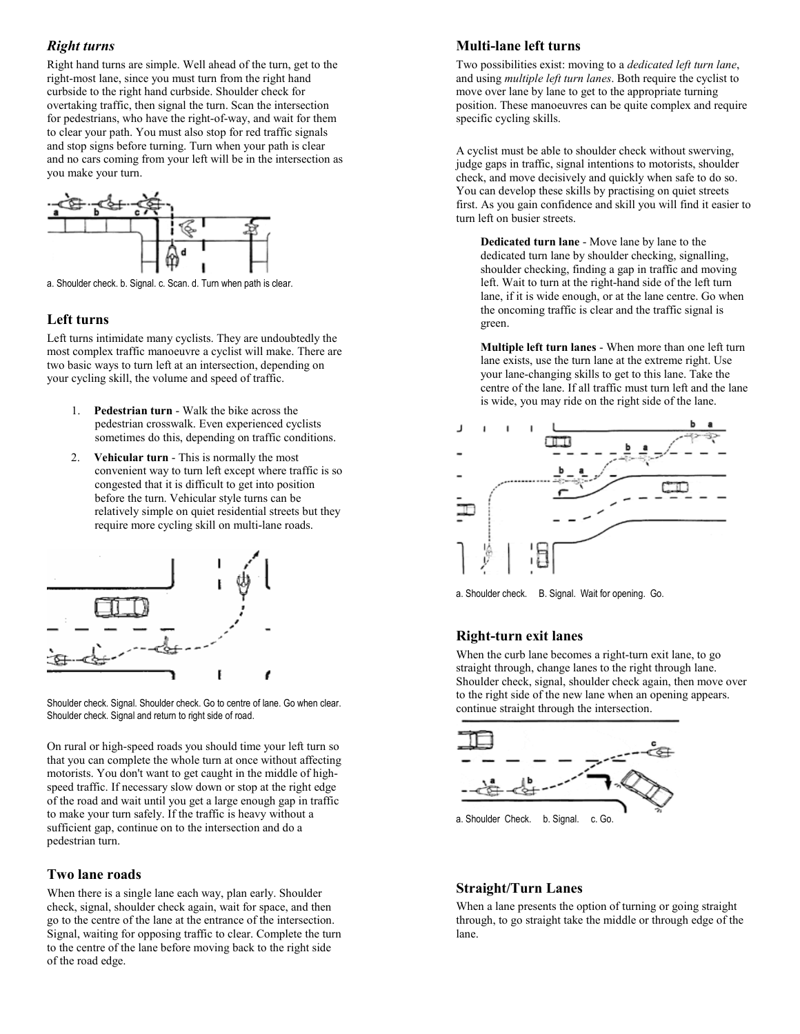### *Right turns*

Right hand turns are simple. Well ahead of the turn, get to the right-most lane, since you must turn from the right hand curbside to the right hand curbside. Shoulder check for overtaking traffic, then signal the turn. Scan the intersection for pedestrians, who have the right-of-way, and wait for them to clear your path. You must also stop for red traffic signals and stop signs before turning. Turn when your path is clear and no cars coming from your left will be in the intersection as you make your turn.

a. Shoulder check. b. Signal. c. Scan. d. Turn when path is clear.

### Left turns

Left turns intimidate many cyclists. They are undoubtedly the most complex traffic manoeuvre a cyclist will make. There are two basic ways to turn left at an intersection, depending on your cycling skill, the volume and speed of traffic.

1. **Pedestrian turn** - Walk the bike across the pedestrian crosswalk. Even experienced cyclists sometimes do this, depending on traffic conditions.
2. **Vehicular turn** - This is normally the most convenient way to turn left except where traffic is so congested that it is difficult to get into position before the turn. Vehicular style turns can be relatively simple on quiet residential streets but they require more cycling skill on multi-lane roads.

Shoulder check. Signal. Shoulder check. Go to centre of lane. Go when clear. Shoulder check. Signal and return to right side of road.

On rural or high-speed roads you should time your left turn so that you can complete the whole turn at once without affecting motorists. You don't want to get caught in the middle of high-speed traffic. If necessary slow down or stop at the right edge of the road and wait until you get a large enough gap in traffic to make your turn safely. If the traffic is heavy without a sufficient gap, continue on to the intersection and do a pedestrian turn.

### Two lane roads

When there is a single lane each way, plan early. Shoulder check, signal, shoulder check again, wait for space, and then go to the centre of the lane at the entrance of the intersection. Signal, waiting for opposing traffic to clear. Complete the turn to the centre of the lane before moving back to the right side of the road edge.

### Multi-lane left turns

Two possibilities exist: moving to a *dedicated left turn lane*, and using *multiple left turn lanes*. Both require the cyclist to move over lane by lane to get to the appropriate turning position. These manoeuvres can be quite complex and require specific cycling skills.

A cyclist must be able to shoulder check without swerving, judge gaps in traffic, signal intentions to motorists, shoulder check, and move decisively and quickly when safe to do so. You can develop these skills by practising on quiet streets first. As you gain confidence and skill you will find it easier to turn left on busier streets.

**Dedicated turn lane** - Move lane by lane to the dedicated turn lane by shoulder checking, signalling, shoulder checking, finding a gap in traffic and moving left. Wait to turn at the right-hand side of the left turn lane, if it is wide enough, or at the lane centre. Go when the oncoming traffic is clear and the traffic signal is green.

**Multiple left turn lanes** - When more than one left turn lane exists, use the turn lane at the extreme right. Use your lane-changing skills to get to this lane. Take the centre of the lane. If all traffic must turn left and the lane is wide, you may ride on the right side of the lane.

a. Shoulder check. B. Signal. Wait for opening. Go.

### Right-turn exit lanes

When the curb lane becomes a right-turn exit lane, to go straight through, change lanes to the right through lane. Shoulder check, signal, shoulder check again, then move over to the right side of the new lane when an opening appears. continue straight through the intersection.

a. Shoulder Check. b. Signal. c. Go.

### Straight/Turn Lanes

When a lane presents the option of turning or going straight through, to go straight take the middle or through edge of the lane.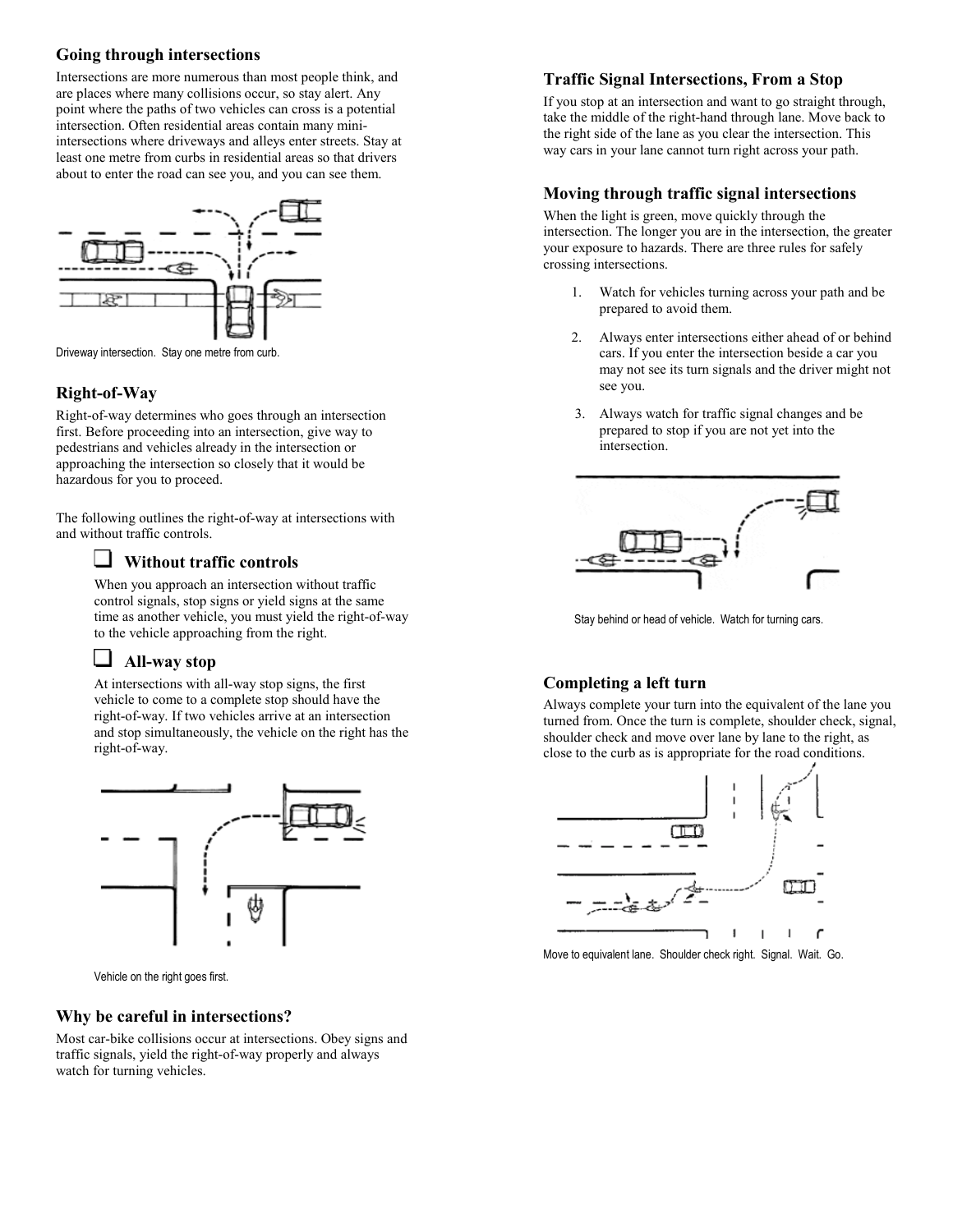### Going through intersections

Intersections are more numerous than most people think, and are places where many collisions occur, so stay alert. Any point where the paths of two vehicles can cross is a potential intersection. Often residential areas contain many mini-intersections where driveways and alleys enter streets. Stay at least one metre from curbs in residential areas so that drivers about to enter the road can see you, and you can see them.

Driveway intersection. Stay one metre from curb.

### Right-of-Way

Right-of-way determines who goes through an intersection first. Before proceeding into an intersection, give way to pedestrians and vehicles already in the intersection or approaching the intersection so closely that it would be hazardous for you to proceed.

The following outlines the right-of-way at intersections with and without traffic controls.

- **Without traffic controls**

  When you approach an intersection without traffic control signals, stop signs or yield signs at the same time as another vehicle, you must yield the right-of-way to the vehicle approaching from the right.

- **All-way stop**

  At intersections with all-way stop signs, the first vehicle to come to a complete stop should have the right-of-way. If two vehicles arrive at an intersection and stop simultaneously, the vehicle on the right has the right-of-way.

Vehicle on the right goes first.

### Why be careful in intersections?

Most car-bike collisions occur at intersections. Obey signs and traffic signals, yield the right-of-way properly and always watch for turning vehicles.

### Traffic Signal Intersections, From a Stop

If you stop at an intersection and want to go straight through, take the middle of the right-hand through lane. Move back to the right side of the lane as you clear the intersection. This way cars in your lane cannot turn right across your path.

### Moving through traffic signal intersections

When the light is green, move quickly through the intersection. The longer you are in the intersection, the greater your exposure to hazards. There are three rules for safely crossing intersections.

1. Watch for vehicles turning across your path and be prepared to avoid them.
2. Always enter intersections either ahead of or behind cars. If you enter the intersection beside a car you may not see its turn signals and the driver might not see you.
3. Always watch for traffic signal changes and be prepared to stop if you are not yet into the intersection.

Stay behind or head of vehicle. Watch for turning cars.

### Completing a left turn

Always complete your turn into the equivalent of the lane you turned from. Once the turn is complete, shoulder check, signal, shoulder check and move over lane by lane to the right, as close to the curb as is appropriate for the road conditions.

Move to equivalent lane. Shoulder check right. Signal. Wait. Go.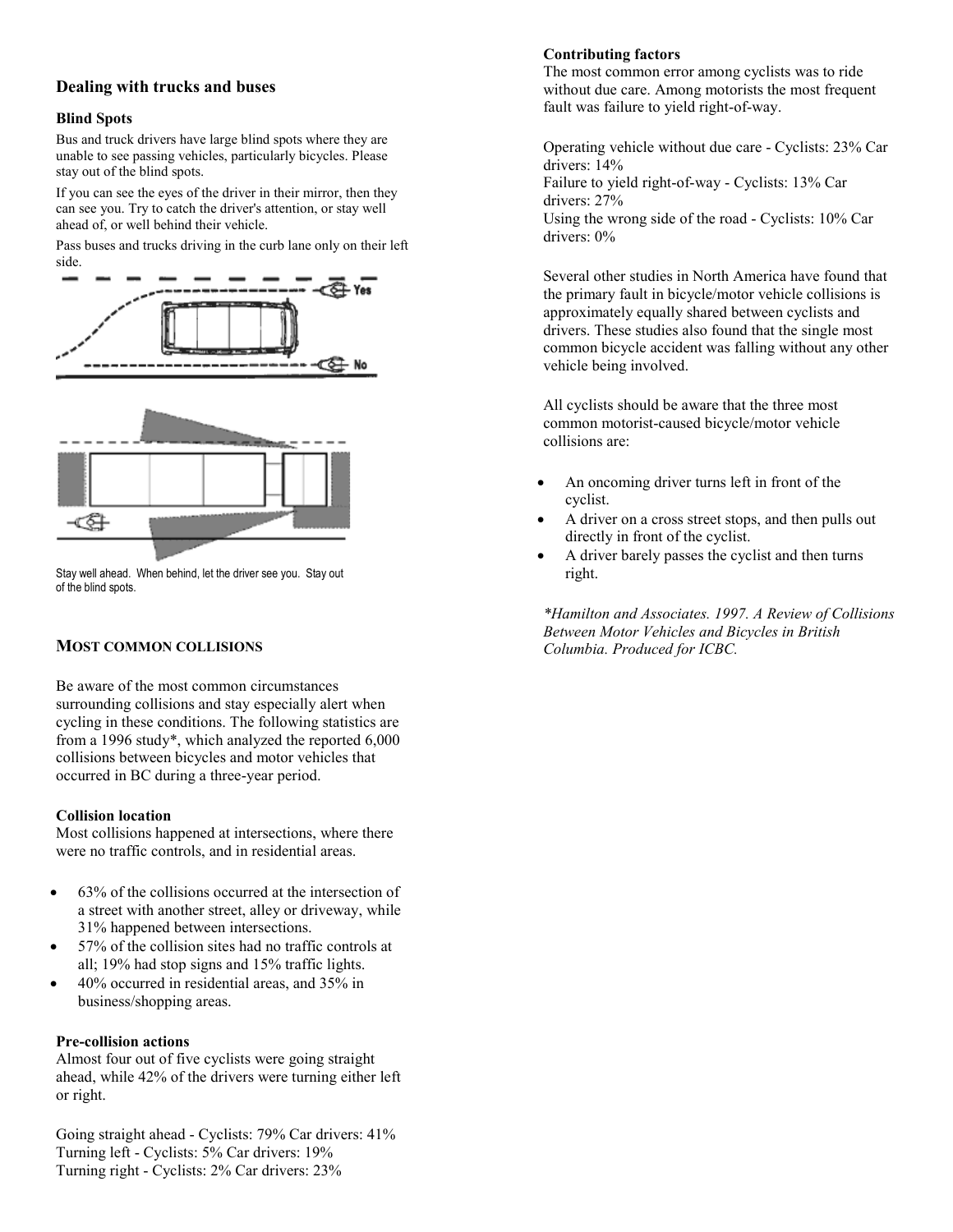## Dealing with trucks and buses

### Blind Spots

Bus and truck drivers have large blind spots where they are unable to see passing vehicles, particularly bicycles. Please stay out of the blind spots.

If you can see the eyes of the driver in their mirror, then they can see you. Try to catch the driver's attention, or stay well ahead of, or well behind their vehicle.

Pass buses and trucks driving in the curb lane only on their left side.

Stay well ahead. When behind, let the driver see you. Stay out of the blind spots.

## MOST COMMON COLLISIONS

Be aware of the most common circumstances surrounding collisions and stay especially alert when cycling in these conditions. The following statistics are from a 1996 study*, which analyzed the reported 6,000 collisions between bicycles and motor vehicles that occurred in BC during a three-year period.

**Collision location**

Most collisions happened at intersections, where there were no traffic controls, and in residential areas.

- 63% of the collisions occurred at the intersection of a street with another street, alley or driveway, while 31% happened between intersections.
- 57% of the collision sites had no traffic controls at all; 19% had stop signs and 15% traffic lights.
- 40% occurred in residential areas, and 35% in business/shopping areas.

**Pre-collision actions**

Almost four out of five cyclists were going straight ahead, while 42% of the drivers were turning either left or right.

Going straight ahead - Cyclists: 79% Car drivers: 41%
Turning left - Cyclists: 5% Car drivers: 19%
Turning right - Cyclists: 2% Car drivers: 23%

**Contributing factors**

The most common error among cyclists was to ride without due care. Among motorists the most frequent fault was failure to yield right-of-way.

Operating vehicle without due care - Cyclists: 23% Car drivers: 14%
Failure to yield right-of-way - Cyclists: 13% Car drivers: 27%
Using the wrong side of the road - Cyclists: 10% Car drivers: 0%

Several other studies in North America have found that the primary fault in bicycle/motor vehicle collisions is approximately equally shared between cyclists and drivers. These studies also found that the single most common bicycle accident was falling without any other vehicle being involved.

All cyclists should be aware that the three most common motorist-caused bicycle/motor vehicle collisions are:

- An oncoming driver turns left in front of the cyclist.
- A driver on a cross street stops, and then pulls out directly in front of the cyclist.
- A driver barely passes the cyclist and then turns right.

*\*Hamilton and Associates. 1997. A Review of Collisions Between Motor Vehicles and Bicycles in British Columbia. Produced for ICBC.*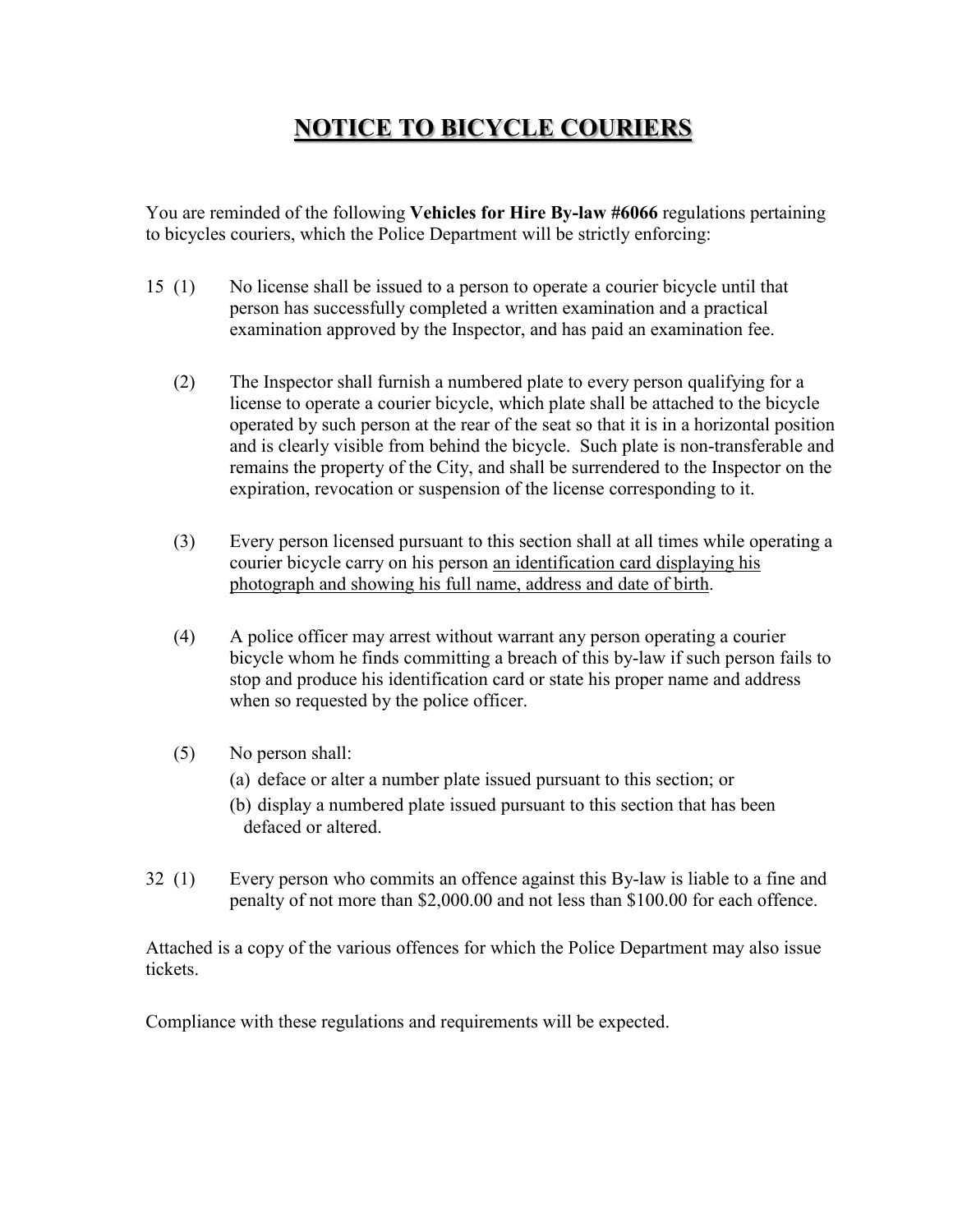# NOTICE TO BICYCLE COURIERS

You are reminded of the following **Vehicles for Hire By-law #6066** regulations pertaining to bicycles couriers, which the Police Department will be strictly enforcing:

15 (1) No license shall be issued to a person to operate a courier bicycle until that person has successfully completed a written examination and a practical examination approved by the Inspector, and has paid an examination fee.

(2) The Inspector shall furnish a numbered plate to every person qualifying for a license to operate a courier bicycle, which plate shall be attached to the bicycle operated by such person at the rear of the seat so that it is in a horizontal position and is clearly visible from behind the bicycle. Such plate is non-transferable and remains the property of the City, and shall be surrendered to the Inspector on the expiration, revocation or suspension of the license corresponding to it.

(3) Every person licensed pursuant to this section shall at all times while operating a courier bicycle carry on his person <u>an identification card displaying his photograph and showing his full name, address and date of birth</u>.

(4) A police officer may arrest without warrant any person operating a courier bicycle whom he finds committing a breach of this by-law if such person fails to stop and produce his identification card or state his proper name and address when so requested by the police officer.

(5) No person shall:

(a) deface or alter a number plate issued pursuant to this section; or

(b) display a numbered plate issued pursuant to this section that has been defaced or altered.

32 (1) Every person who commits an offence against this By-law is liable to a fine and penalty of not more than $2,000.00 and not less than $100.00 for each offence.

Attached is a copy of the various offences for which the Police Department may also issue tickets.

Compliance with these regulations and requirements will be expected.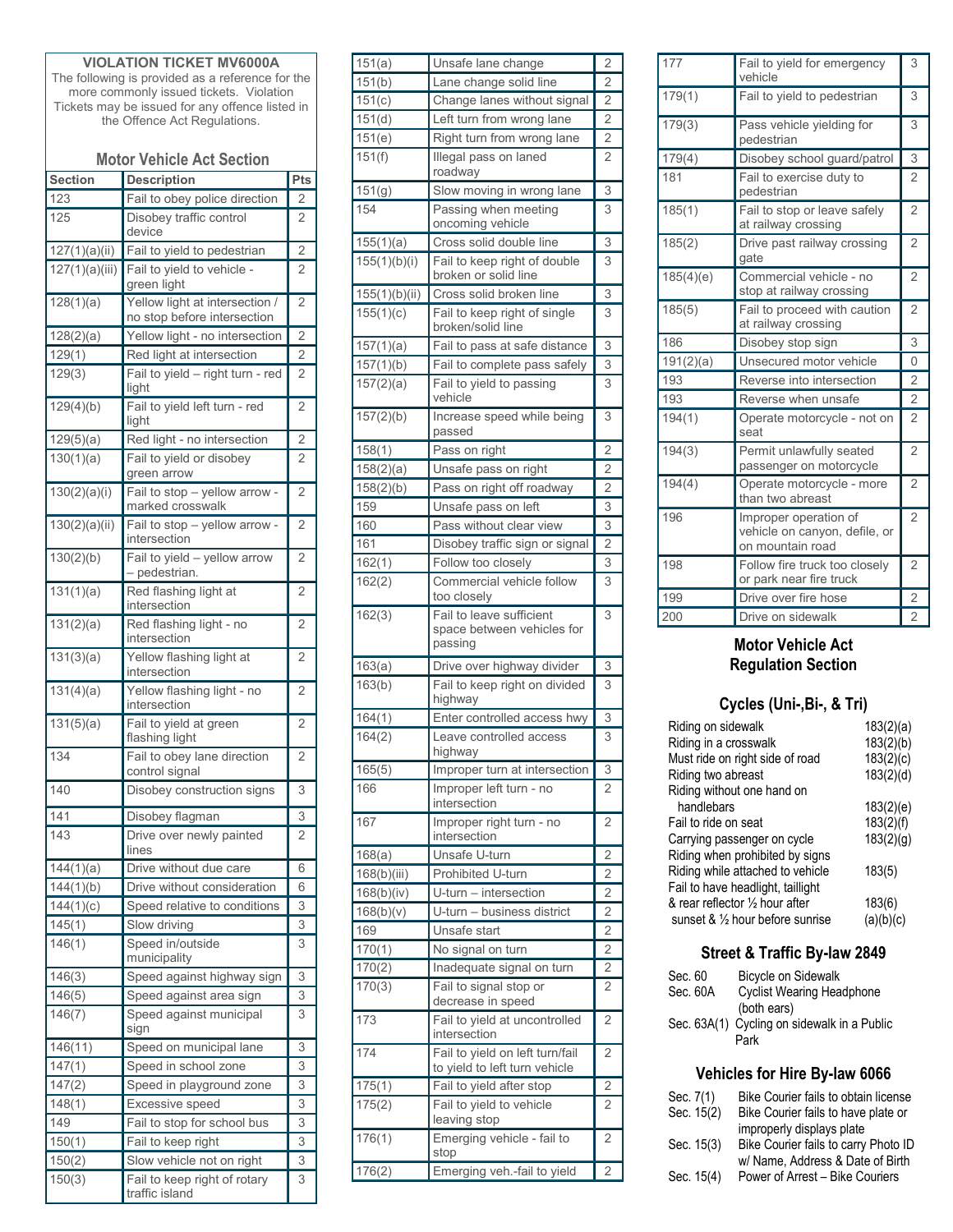**VIOLATION TICKET MV6000A**

The following is provided as a reference for the more commonly issued tickets. Violation Tickets may be issued for any offence listed in the Offence Act Regulations.

## Motor Vehicle Act Section

| Section | Description | Pts |
|---|---|---|
| 123 | Fail to obey police direction | 2 |
| 125 | Disobey traffic control device | 2 |
| 127(1)(a)(ii) | Fail to yield to pedestrian | 2 |
| 127(1)(a)(iii) | Fail to yield to vehicle - green light | 2 |
| 128(1)(a) | Yellow light at intersection / no stop before intersection | 2 |
| 128(2)(a) | Yellow light - no intersection | 2 |
| 129(1) | Red light at intersection | 2 |
| 129(3) | Fail to yield – right turn - red light | 2 |
| 129(4)(b) | Fail to yield left turn - red light | 2 |
| 129(5)(a) | Red light - no intersection | 2 |
| 130(1)(a) | Fail to yield or disobey green arrow | 2 |
| 130(2)(a)(i) | Fail to stop – yellow arrow - marked crosswalk | 2 |
| 130(2)(a)(ii) | Fail to stop – yellow arrow - intersection | 2 |
| 130(2)(b) | Fail to yield – yellow arrow – pedestrian. | 2 |
| 131(1)(a) | Red flashing light at intersection | 2 |
| 131(2)(a) | Red flashing light - no intersection | 2 |
| 131(3)(a) | Yellow flashing light at intersection | 2 |
| 131(4)(a) | Yellow flashing light - no intersection | 2 |
| 131(5)(a) | Fail to yield at green flashing light | 2 |
| 134 | Fail to obey lane direction control signal | 2 |
| 140 | Disobey construction signs | 3 |
| 141 | Disobey flagman | 3 |
| 143 | Drive over newly painted lines | 2 |
| 144(1)(a) | Drive without due care | 6 |
| 144(1)(b) | Drive without consideration | 6 |
| 144(1)(c) | Speed relative to conditions | 3 |
| 145(1) | Slow driving | 3 |
| 146(1) | Speed in/outside municipality | 3 |
| 146(3) | Speed against highway sign | 3 |
| 146(5) | Speed against area sign | 3 |
| 146(7) | Speed against municipal sign | 3 |
| 146(11) | Speed on municipal lane | 3 |
| 147(1) | Speed in school zone | 3 |
| 147(2) | Speed in playground zone | 3 |
| 148(1) | Excessive speed | 3 |
| 149 | Fail to stop for school bus | 3 |
| 150(1) | Fail to keep right | 3 |
| 150(2) | Slow vehicle not on right | 3 |
| 150(3) | Fail to keep right of rotary traffic island | 3 |
| 151(a) | Unsafe lane change | 2 |
| 151(b) | Lane change solid line | 2 |
| 151(c) | Change lanes without signal | 2 |
| 151(d) | Left turn from wrong lane | 2 |
| 151(e) | Right turn from wrong lane | 2 |
| 151(f) | Illegal pass on laned roadway | 2 |
| 151(g) | Slow moving in wrong lane | 3 |
| 154 | Passing when meeting oncoming vehicle | 3 |
| 155(1)(a) | Cross solid double line | 3 |
| 155(1)(b)(i) | Fail to keep right of double broken or solid line | 3 |
| 155(1)(b)(ii) | Cross solid broken line | 3 |
| 155(1)(c) | Fail to keep right of single broken/solid line | 3 |
| 157(1)(a) | Fail to pass at safe distance | 3 |
| 157(1)(b) | Fail to complete pass safely | 3 |
| 157(2)(a) | Fail to yield to passing vehicle | 3 |
| 157(2)(b) | Increase speed while being passed | 3 |
| 158(1) | Pass on right | 2 |
| 158(2)(a) | Unsafe pass on right | 2 |
| 158(2)(b) | Pass on right off roadway | 2 |
| 159 | Unsafe pass on left | 3 |
| 160 | Pass without clear view | 3 |
| 161 | Disobey traffic sign or signal | 2 |
| 162(1) | Follow too closely | 3 |
| 162(2) | Commercial vehicle follow too closely | 3 |
| 162(3) | Fail to leave sufficient space between vehicles for passing | 3 |
| 163(a) | Drive over highway divider | 3 |
| 163(b) | Fail to keep right on divided highway | 3 |
| 164(1) | Enter controlled access hwy | 3 |
| 164(2) | Leave controlled access highway | 3 |
| 165(5) | Improper turn at intersection | 3 |
| 166 | Improper left turn - no intersection | 2 |
| 167 | Improper right turn - no intersection | 2 |
| 168(a) | Unsafe U-turn | 2 |
| 168(b)(iii) | Prohibited U-turn | 2 |
| 168(b)(iv) | U-turn – intersection | 2 |
| 168(b)(v) | U-turn – business district | 2 |
| 169 | Unsafe start | 2 |
| 170(1) | No signal on turn | 2 |
| 170(2) | Inadequate signal on turn | 2 |
| 170(3) | Fail to signal stop or decrease in speed | 2 |
| 173 | Fail to yield at uncontrolled intersection | 2 |
| 174 | Fail to yield on left turn/fail to yield to left turn vehicle | 2 |
| 175(1) | Fail to yield after stop | 2 |
| 175(2) | Fail to yield to vehicle leaving stop | 2 |
| 176(1) | Emerging vehicle - fail to stop | 2 |
| 176(2) | Emerging veh.-fail to yield | 2 |
| 177 | Fail to yield for emergency vehicle | 3 |
| 179(1) | Fail to yield to pedestrian | 3 |
| 179(3) | Pass vehicle yielding for pedestrian | 3 |
| 179(4) | Disobey school guard/patrol | 3 |
| 181 | Fail to exercise duty to pedestrian | 2 |
| 185(1) | Fail to stop or leave safely at railway crossing | 2 |
| 185(2) | Drive past railway crossing gate | 2 |
| 185(4)(e) | Commercial vehicle - no stop at railway crossing | 2 |
| 185(5) | Fail to proceed with caution at railway crossing | 2 |
| 186 | Disobey stop sign | 3 |
| 191(2)(a) | Unsecured motor vehicle | 0 |
| 193 | Reverse into intersection | 2 |
| 193 | Reverse when unsafe | 2 |
| 194(1) | Operate motorcycle - not on seat | 2 |
| 194(3) | Permit unlawfully seated passenger on motorcycle | 2 |
| 194(4) | Operate motorcycle - more than two abreast | 2 |
| 196 | Improper operation of vehicle on canyon, defile, or on mountain road | 2 |
| 198 | Follow fire truck too closely or park near fire truck | 2 |
| 199 | Drive over fire hose | 2 |
| 200 | Drive on sidewalk | 2 |

## Motor Vehicle Act Regulation Section

### Cycles (Uni-,Bi-, & Tri)

| Description | Section |
|---|---|
| Riding on sidewalk | 183(2)(a) |
| Riding in a crosswalk | 183(2)(b) |
| Must ride on right side of road | 183(2)(c) |
| Riding two abreast | 183(2)(d) |
| Riding without one hand on handlebars | 183(2)(e) |
| Fail to ride on seat | 183(2)(f) |
| Carrying passenger on cycle | 183(2)(g) |
| Riding when prohibited by signs | |
| Riding while attached to vehicle | 183(5) |
| Fail to have headlight, taillight & rear reflector ½ hour after sunset & ½ hour before sunrise | 183(6) (a)(b)(c) |

### Street & Traffic By-law 2849

| Section | Description |
|---|---|
| Sec. 60 | Bicycle on Sidewalk |
| Sec. 60A | Cyclist Wearing Headphone (both ears) |
| Sec. 63A(1) | Cycling on sidewalk in a Public Park |

### Vehicles for Hire By-law 6066

| Section | Description |
|---|---|
| Sec. 7(1) | Bike Courier fails to obtain license |
| Sec. 15(2) | Bike Courier fails to have plate or improperly displays plate |
| Sec. 15(3) | Bike Courier fails to carry Photo ID w/ Name, Address & Date of Birth |
| Sec. 15(4) | Power of Arrest – Bike Couriers |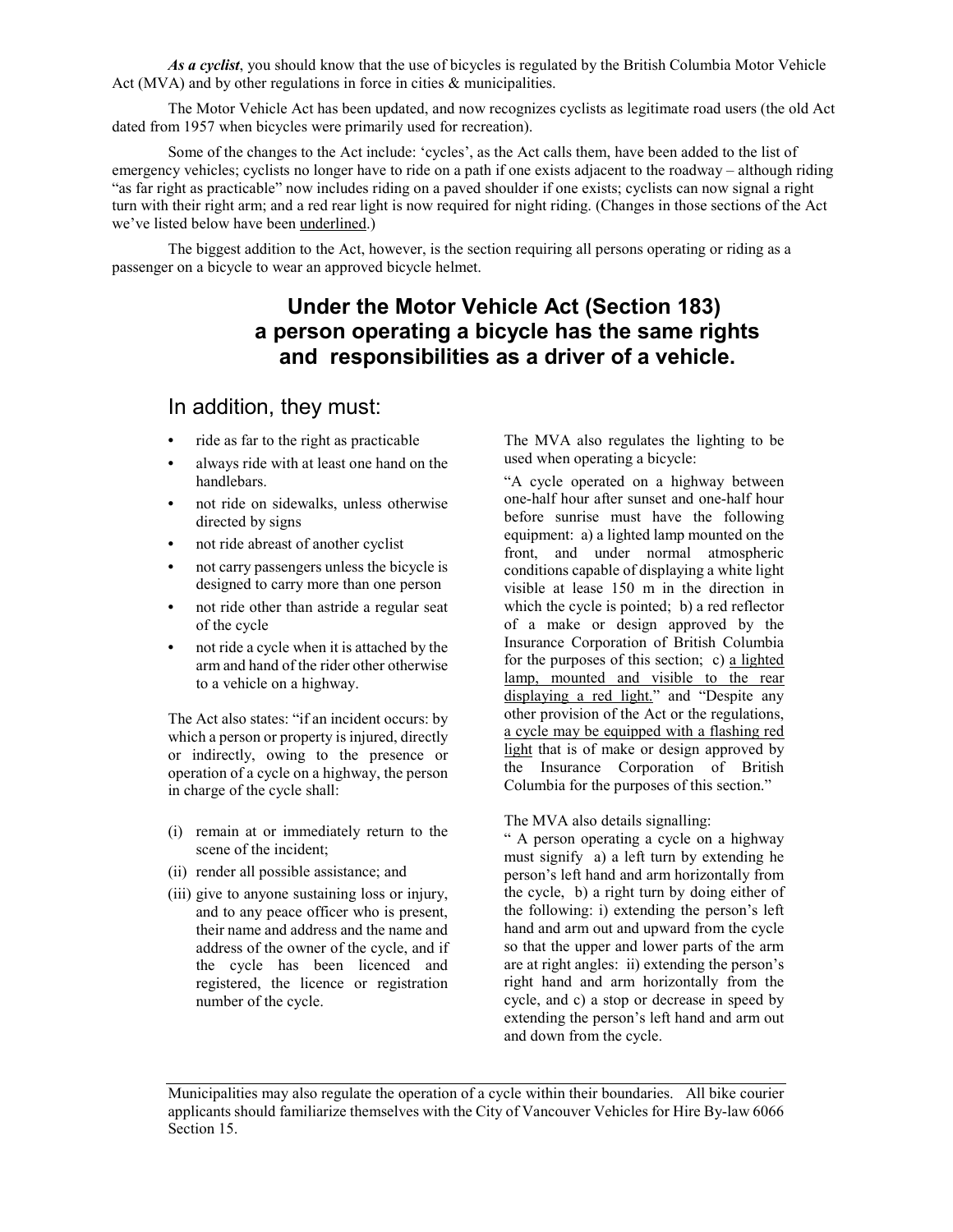***As a cyclist***, you should know that the use of bicycles is regulated by the British Columbia Motor Vehicle Act (MVA) and by other regulations in force in cities & municipalities.

The Motor Vehicle Act has been updated, and now recognizes cyclists as legitimate road users (the old Act dated from 1957 when bicycles were primarily used for recreation).

Some of the changes to the Act include: 'cycles', as the Act calls them, have been added to the list of emergency vehicles; cyclists no longer have to ride on a path if one exists adjacent to the roadway – although riding "as far right as practicable" now includes riding on a paved shoulder if one exists; cyclists can now signal a right turn with their right arm; and a red rear light is now required for night riding. (Changes in those sections of the Act we've listed below have been <u>underlined</u>.)

The biggest addition to the Act, however, is the section requiring all persons operating or riding as a passenger on a bicycle to wear an approved bicycle helmet.

## Under the Motor Vehicle Act (Section 183) a person operating a bicycle has the same rights and responsibilities as a driver of a vehicle.

## In addition, they must:

- ride as far to the right as practicable
- always ride with at least one hand on the handlebars.
- not ride on sidewalks, unless otherwise directed by signs
- not ride abreast of another cyclist
- not carry passengers unless the bicycle is designed to carry more than one person
- not ride other than astride a regular seat of the cycle
- not ride a cycle when it is attached by the arm and hand of the rider other otherwise to a vehicle on a highway.

The Act also states: "if an incident occurs: by which a person or property is injured, directly or indirectly, owing to the presence or operation of a cycle on a highway, the person in charge of the cycle shall:

(i) remain at or immediately return to the scene of the incident;

(ii) render all possible assistance; and

(iii) give to anyone sustaining loss or injury, and to any peace officer who is present, their name and address and the name and address of the owner of the cycle, and if the cycle has been licenced and registered, the licence or registration number of the cycle.

The MVA also regulates the lighting to be used when operating a bicycle:

"A cycle operated on a highway between one-half hour after sunset and one-half hour before sunrise must have the following equipment: a) a lighted lamp mounted on the front, and under normal atmospheric conditions capable of displaying a white light visible at lease 150 m in the direction in which the cycle is pointed; b) a red reflector of a make or design approved by the Insurance Corporation of British Columbia for the purposes of this section; c) <u>a lighted lamp, mounted and visible to the rear displaying a red light.</u>" and "Despite any other provision of the Act or the regulations, <u>a cycle may be equipped with a flashing red light</u> that is of make or design approved by the Insurance Corporation of British Columbia for the purposes of this section."

The MVA also details signalling:

" A person operating a cycle on a highway must signify a) a left turn by extending he person's left hand and arm horizontally from the cycle, b) a right turn by doing either of the following: i) extending the person's left hand and arm out and upward from the cycle so that the upper and lower parts of the arm are at right angles: ii) extending the person's right hand and arm horizontally from the cycle, and c) a stop or decrease in speed by extending the person's left hand and arm out and down from the cycle.

---

Municipalities may also regulate the operation of a cycle within their boundaries. All bike courier applicants should familiarize themselves with the City of Vancouver Vehicles for Hire By-law 6066 Section 15.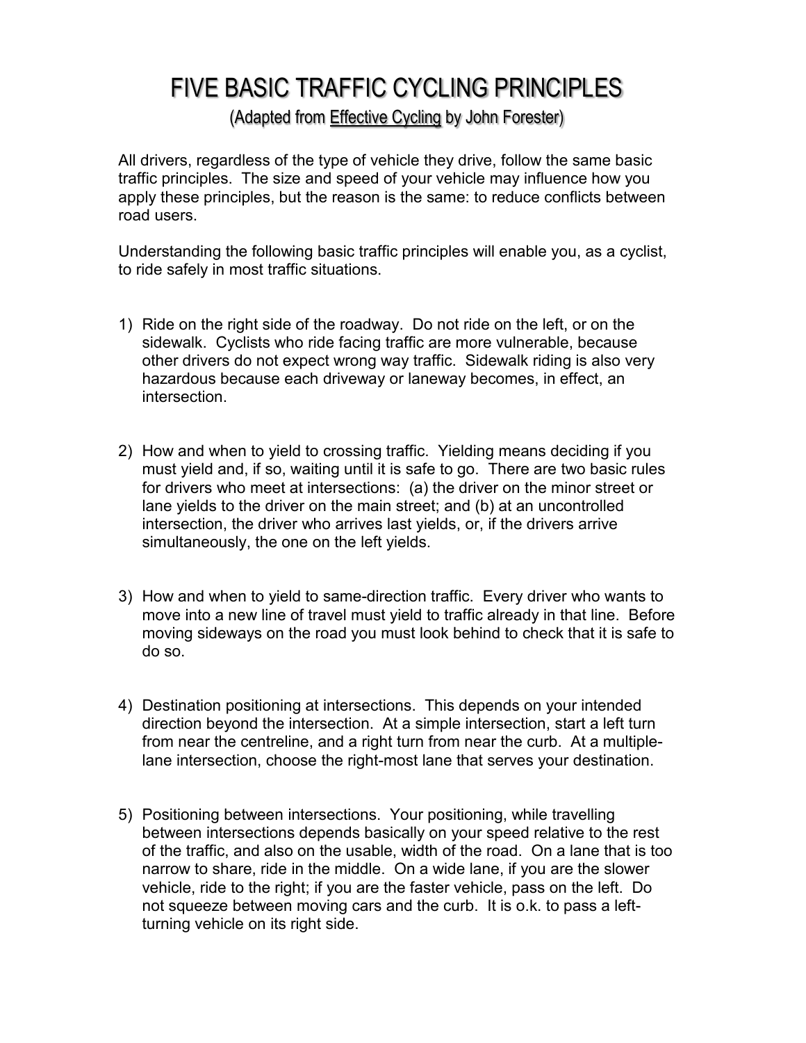# FIVE BASIC TRAFFIC CYCLING PRINCIPLES

(Adapted from Effective Cycling by John Forester)

All drivers, regardless of the type of vehicle they drive, follow the same basic traffic principles. The size and speed of your vehicle may influence how you apply these principles, but the reason is the same: to reduce conflicts between road users.

Understanding the following basic traffic principles will enable you, as a cyclist, to ride safely in most traffic situations.

1) Ride on the right side of the roadway. Do not ride on the left, or on the sidewalk. Cyclists who ride facing traffic are more vulnerable, because other drivers do not expect wrong way traffic. Sidewalk riding is also very hazardous because each driveway or laneway becomes, in effect, an intersection.

2) How and when to yield to crossing traffic. Yielding means deciding if you must yield and, if so, waiting until it is safe to go. There are two basic rules for drivers who meet at intersections: (a) the driver on the minor street or lane yields to the driver on the main street; and (b) at an uncontrolled intersection, the driver who arrives last yields, or, if the drivers arrive simultaneously, the one on the left yields.

3) How and when to yield to same-direction traffic. Every driver who wants to move into a new line of travel must yield to traffic already in that line. Before moving sideways on the road you must look behind to check that it is safe to do so.

4) Destination positioning at intersections. This depends on your intended direction beyond the intersection. At a simple intersection, start a left turn from near the centreline, and a right turn from near the curb. At a multiple-lane intersection, choose the right-most lane that serves your destination.

5) Positioning between intersections. Your positioning, while travelling between intersections depends basically on your speed relative to the rest of the traffic, and also on the usable, width of the road. On a lane that is too narrow to share, ride in the middle. On a wide lane, if you are the slower vehicle, ride to the right; if you are the faster vehicle, pass on the left. Do not squeeze between moving cars and the curb. It is o.k. to pass a left-turning vehicle on its right side.